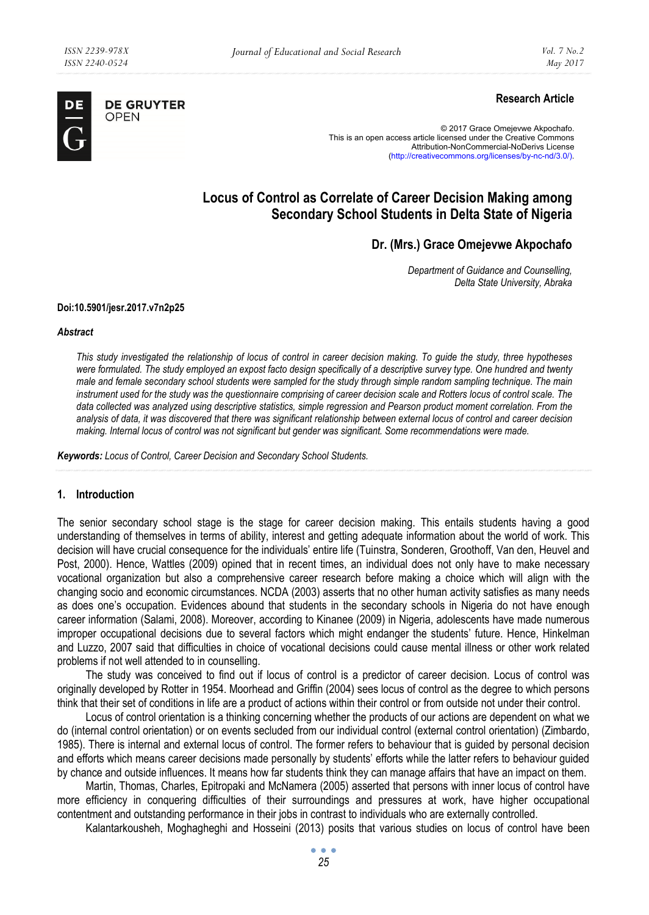**Research Article**

© 2017 Grace Omejevwe Akpochafo.
This is an open access article licensed under the Creative Commons Attribution-NonCommercial-NoDerivs License (http://creativecommons.org/licenses/by-nc-nd/3.0/).

# Locus of Control as Correlate of Career Decision Making among Secondary School Students in Delta State of Nigeria

## Dr. (Mrs.) Grace Omejevwe Akpochafo

*Department of Guidance and Counselling, Delta State University, Abraka*

**Doi:10.5901/jesr.2017.v7n2p25**

***Abstract***

*This study investigated the relationship of locus of control in career decision making. To guide the study, three hypotheses were formulated. The study employed an expost facto design specifically of a descriptive survey type. One hundred and twenty male and female secondary school students were sampled for the study through simple random sampling technique. The main instrument used for the study was the questionnaire comprising of career decision scale and Rotters locus of control scale. The data collected was analyzed using descriptive statistics, simple regression and Pearson product moment correlation. From the analysis of data, it was discovered that there was significant relationship between external locus of control and career decision making. Internal locus of control was not significant but gender was significant. Some recommendations were made.*

***Keywords:*** *Locus of Control, Career Decision and Secondary School Students.*

## 1. Introduction

The senior secondary school stage is the stage for career decision making. This entails students having a good understanding of themselves in terms of ability, interest and getting adequate information about the world of work. This decision will have crucial consequence for the individuals' entire life (Tuinstra, Sonderen, Groothoff, Van den, Heuvel and Post, 2000). Hence, Wattles (2009) opined that in recent times, an individual does not only have to make necessary vocational organization but also a comprehensive career research before making a choice which will align with the changing socio and economic circumstances. NCDA (2003) asserts that no other human activity satisfies as many needs as does one's occupation. Evidences abound that students in the secondary schools in Nigeria do not have enough career information (Salami, 2008). Moreover, according to Kinanee (2009) in Nigeria, adolescents have made numerous improper occupational decisions due to several factors which might endanger the students' future. Hence, Hinkelman and Luzzo, 2007 said that difficulties in choice of vocational decisions could cause mental illness or other work related problems if not well attended to in counselling.

The study was conceived to find out if locus of control is a predictor of career decision. Locus of control was originally developed by Rotter in 1954. Moorhead and Griffin (2004) sees locus of control as the degree to which persons think that their set of conditions in life are a product of actions within their control or from outside not under their control.

Locus of control orientation is a thinking concerning whether the products of our actions are dependent on what we do (internal control orientation) or on events secluded from our individual control (external control orientation) (Zimbardo, 1985). There is internal and external locus of control. The former refers to behaviour that is guided by personal decision and efforts which means career decisions made personally by students' efforts while the latter refers to behaviour guided by chance and outside influences. It means how far students think they can manage affairs that have an impact on them.

Martin, Thomas, Charles, Epitropaki and McNamera (2005) asserted that persons with inner locus of control have more efficiency in conquering difficulties of their surroundings and pressures at work, have higher occupational contentment and outstanding performance in their jobs in contrast to individuals who are externally controlled.

Kalantarkousheh, Moghagheghi and Hosseini (2013) posits that various studies on locus of control have been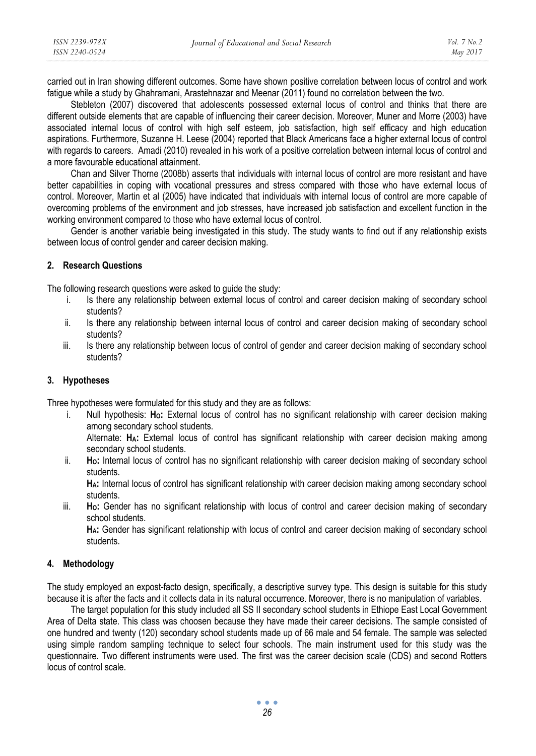carried out in Iran showing different outcomes. Some have shown positive correlation between locus of control and work fatigue while a study by Ghahramani, Arastehnazar and Meenar (2011) found no correlation between the two.

Stebleton (2007) discovered that adolescents possessed external locus of control and thinks that there are different outside elements that are capable of influencing their career decision. Moreover, Muner and Morre (2003) have associated internal locus of control with high self esteem, job satisfaction, high self efficacy and high education aspirations. Furthermore, Suzanne H. Leese (2004) reported that Black Americans face a higher external locus of control with regards to careers. Amadi (2010) revealed in his work of a positive correlation between internal locus of control and a more favourable educational attainment.

Chan and Silver Thorne (2008b) asserts that individuals with internal locus of control are more resistant and have better capabilities in coping with vocational pressures and stress compared with those who have external locus of control. Moreover, Martin et al (2005) have indicated that individuals with internal locus of control are more capable of overcoming problems of the environment and job stresses, have increased job satisfaction and excellent function in the working environment compared to those who have external locus of control.

Gender is another variable being investigated in this study. The study wants to find out if any relationship exists between locus of control gender and career decision making.

## 2. Research Questions

The following research questions were asked to guide the study:

i. Is there any relationship between external locus of control and career decision making of secondary school students?
ii. Is there any relationship between internal locus of control and career decision making of secondary school students?
iii. Is there any relationship between locus of control of gender and career decision making of secondary school students?

## 3. Hypotheses

Three hypotheses were formulated for this study and they are as follows:

i. Null hypothesis: **$H_O$:** External locus of control has no significant relationship with career decision making among secondary school students.
   Alternate: **$H_A$:** External locus of control has significant relationship with career decision making among secondary school students.
ii. **$H_O$:** Internal locus of control has no significant relationship with career decision making of secondary school students.
   **$H_A$:** Internal locus of control has significant relationship with career decision making among secondary school students.
iii. **$H_O$:** Gender has no significant relationship with locus of control and career decision making of secondary school students.
   **$H_A$:** Gender has significant relationship with locus of control and career decision making of secondary school students.

## 4. Methodology

The study employed an expost-facto design, specifically, a descriptive survey type. This design is suitable for this study because it is after the facts and it collects data in its natural occurrence. Moreover, there is no manipulation of variables.

The target population for this study included all SS II secondary school students in Ethiope East Local Government Area of Delta state. This class was choosen because they have made their career decisions. The sample consisted of one hundred and twenty (120) secondary school students made up of 66 male and 54 female. The sample was selected using simple random sampling technique to select four schools. The main instrument used for this study was the questionnaire. Two different instruments were used. The first was the career decision scale (CDS) and second Rotters locus of control scale.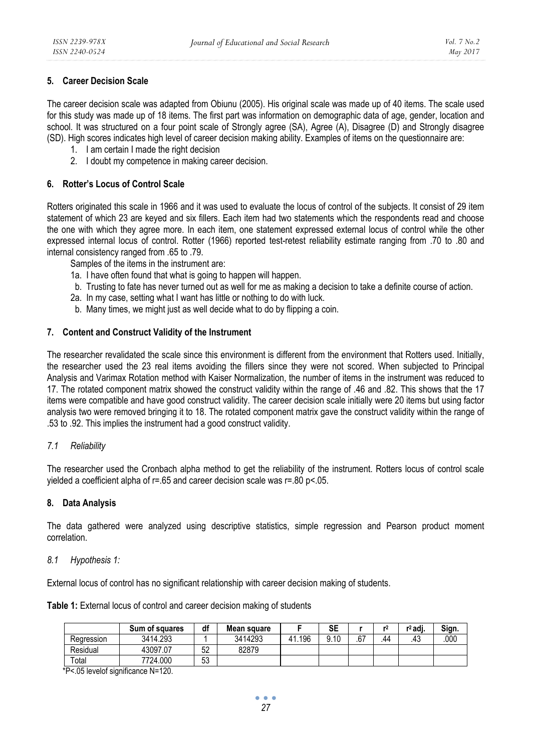## 5. Career Decision Scale

The career decision scale was adapted from Obiunu (2005). His original scale was made up of 40 items. The scale used for this study was made up of 18 items. The first part was information on demographic data of age, gender, location and school. It was structured on a four point scale of Strongly agree (SA), Agree (A), Disagree (D) and Strongly disagree (SD). High scores indicates high level of career decision making ability. Examples of items on the questionnaire are:

1. I am certain I made the right decision
2. I doubt my competence in making career decision.

## 6. Rotter's Locus of Control Scale

Rotters originated this scale in 1966 and it was used to evaluate the locus of control of the subjects. It consist of 29 item statement of which 23 are keyed and six fillers. Each item had two statements which the respondents read and choose the one with which they agree more. In each item, one statement expressed external locus of control while the other expressed internal locus of control. Rotter (1966) reported test-retest reliability estimate ranging from .70 to .80 and internal consistency ranged from .65 to .79.

Samples of the items in the instrument are:

1a. I have often found that what is going to happen will happen.
 b. Trusting to fate has never turned out as well for me as making a decision to take a definite course of action.
2a. In my case, setting what I want has little or nothing to do with luck.
 b. Many times, we might just as well decide what to do by flipping a coin.

## 7. Content and Construct Validity of the Instrument

The researcher revalidated the scale since this environment is different from the environment that Rotters used. Initially, the researcher used the 23 real items avoiding the fillers since they were not scored. When subjected to Principal Analysis and Varimax Rotation method with Kaiser Normalization, the number of items in the instrument was reduced to 17. The rotated component matrix showed the construct validity within the range of .46 and .82. This shows that the 17 items were compatible and have good construct validity. The career decision scale initially were 20 items but using factor analysis two were removed bringing it to 18. The rotated component matrix gave the construct validity within the range of .53 to .92. This implies the instrument had a good construct validity.

### *7.1 Reliability*

The researcher used the Cronbach alpha method to get the reliability of the instrument. Rotters locus of control scale yielded a coefficient alpha of r=.65 and career decision scale was r=.80 $p<.05$.

## 8. Data Analysis

The data gathered were analyzed using descriptive statistics, simple regression and Pearson product moment correlation.

### *8.1 Hypothesis 1:*

External locus of control has no significant relationship with career decision making of students.

**Table 1:** External locus of control and career decision making of students

| | Sum of squares | df | Mean square | F | SE | r | $r^2$ | $r^2$ adj. | Sign. |
|---|---|---|---|---|---|---|---|---|---|
| Regression | 3414.293 | 1 | 3414293 | 41.196 | 9.10 | .67 | .44 | .43 | .000 |
| Residual | 43097.07 | 52 | 82879 | | | | | | |
| Total | 7724.000 | 53 | | | | | | | |

*P<.05 levelof significance N=120.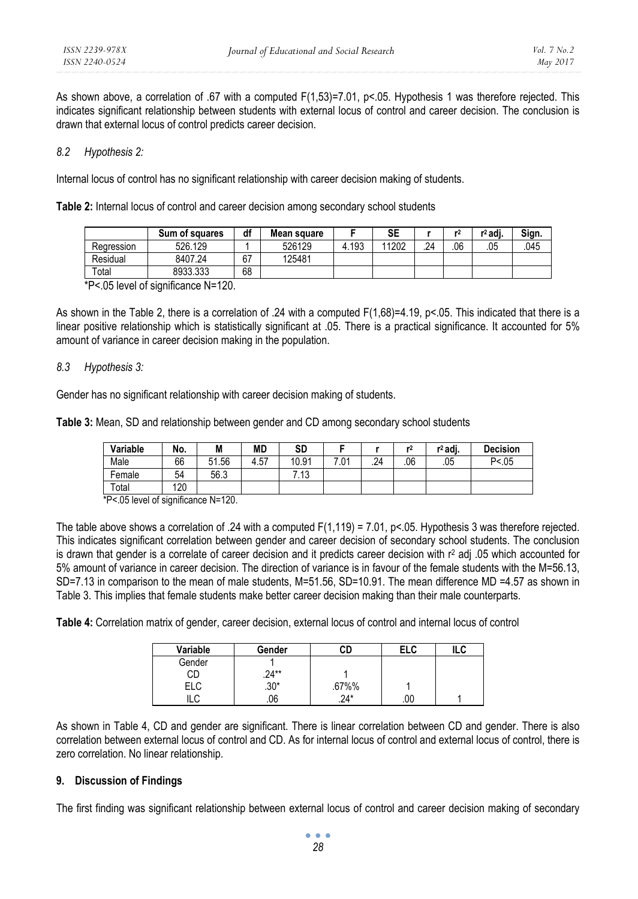As shown above, a correlation of .67 with a computed $F(1,53)=7.01$, $p<.05$. Hypothesis 1 was therefore rejected. This indicates significant relationship between students with external locus of control and career decision. The conclusion is drawn that external locus of control predicts career decision.

### *8.2 Hypothesis 2:*

Internal locus of control has no significant relationship with career decision making of students.

**Table 2:** Internal locus of control and career decision among secondary school students

| | Sum of squares | df | Mean square | F | SE | r | $r^2$ | $r^2$ adj. | Sign. |
|---|---|---|---|---|---|---|---|---|---|
| Regression | 526.129 | 1 | 526129 | 4.193 | 11202 | .24 | .06 | .05 | .045 |
| Residual | 8407.24 | 67 | 125481 | | | | | | |
| Total | 8933.333 | 68 | | | | | | | |

*P<.05 level of significance N=120.

As shown in the Table 2, there is a correlation of .24 with a computed $F(1,68)=4.19$, $p<.05$. This indicated that there is a linear positive relationship which is statistically significant at .05. There is a practical significance. It accounted for 5% amount of variance in career decision making in the population.

### *8.3 Hypothesis 3:*

Gender has no significant relationship with career decision making of students.

**Table 3:** Mean, SD and relationship between gender and CD among secondary school students

| Variable | No. | M | MD | SD | F | r | $r^2$ | $r^2$ adj. | Decision |
|---|---|---|---|---|---|---|---|---|---|
| Male | 66 | 51.56 | 4.57 | 10.91 | 7.01 | .24 | .06 | .05 | P<.05 |
| Female | 54 | 56.3 | | 7.13 | | | | | |
| Total | 120 | | | | | | | | |

*P<.05 level of significance N=120.

The table above shows a correlation of .24 with a computed $F(1,119) = 7.01$, $p<.05$. Hypothesis 3 was therefore rejected. This indicates significant correlation between gender and career decision of secondary school students. The conclusion is drawn that gender is a correlate of career decision and it predicts career decision with $r^2$ adj .05 which accounted for 5% amount of variance in career decision. The direction of variance is in favour of the female students with the M=56.13, SD=7.13 in comparison to the mean of male students, M=51.56, SD=10.91. The mean difference MD =4.57 as shown in Table 3. This implies that female students make better career decision making than their male counterparts.

**Table 4:** Correlation matrix of gender, career decision, external locus of control and internal locus of control

| Variable | Gender | CD | ELC | ILC |
|---|---|---|---|---|
| Gender | 1 | | | |
| CD | .24** | 1 | | |
| ELC | .30* | .67%% | 1 | |
| ILC | .06 | .24* | .00 | 1 |

As shown in Table 4, CD and gender are significant. There is linear correlation between CD and gender. There is also correlation between external locus of control and CD. As for internal locus of control and external locus of control, there is zero correlation. No linear relationship.

## 9. Discussion of Findings

The first finding was significant relationship between external locus of control and career decision making of secondary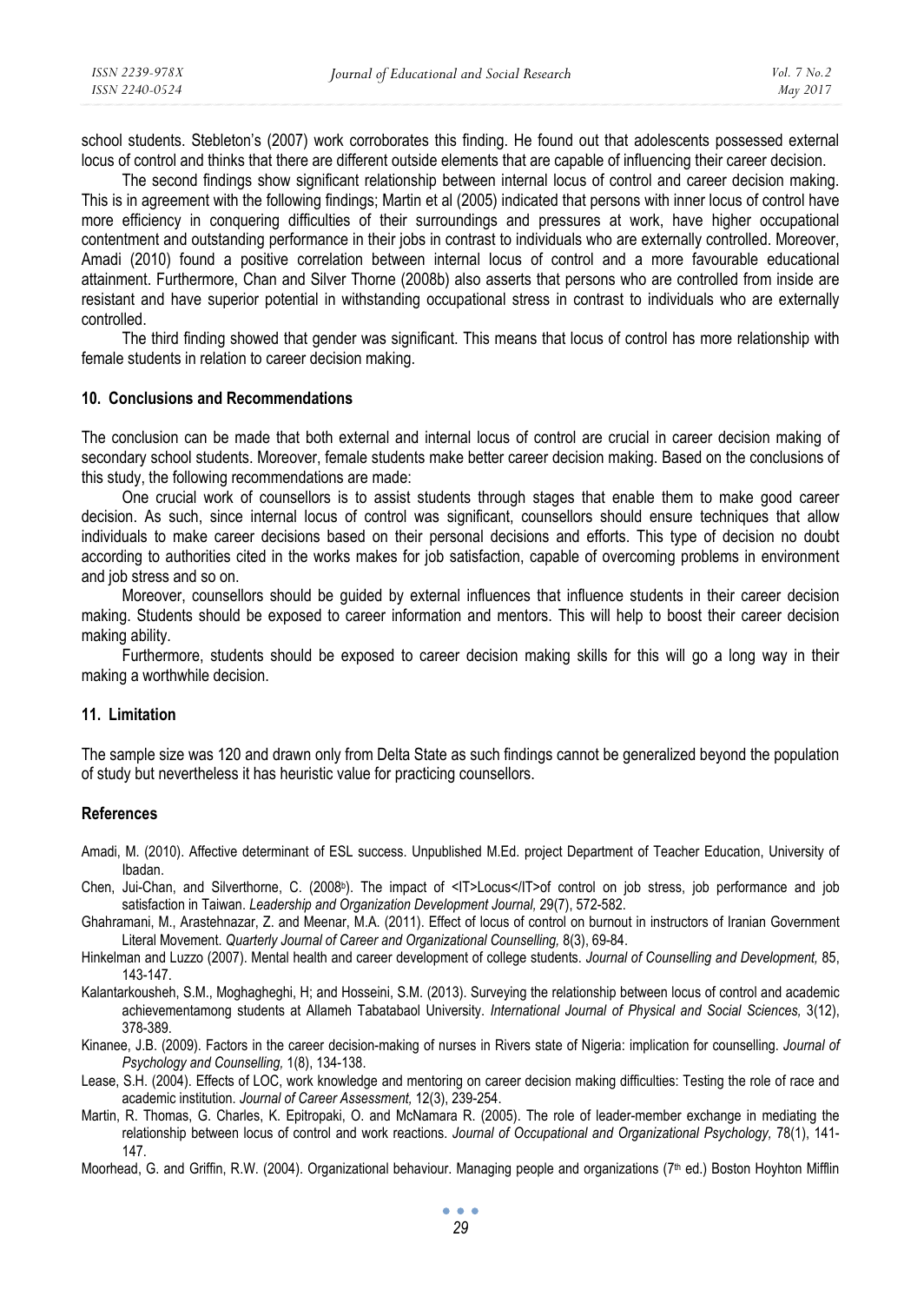school students. Stebleton's (2007) work corroborates this finding. He found out that adolescents possessed external locus of control and thinks that there are different outside elements that are capable of influencing their career decision.

The second findings show significant relationship between internal locus of control and career decision making. This is in agreement with the following findings; Martin et al (2005) indicated that persons with inner locus of control have more efficiency in conquering difficulties of their surroundings and pressures at work, have higher occupational contentment and outstanding performance in their jobs in contrast to individuals who are externally controlled. Moreover, Amadi (2010) found a positive correlation between internal locus of control and a more favourable educational attainment. Furthermore, Chan and Silver Thorne (2008b) also asserts that persons who are controlled from inside are resistant and have superior potential in withstanding occupational stress in contrast to individuals who are externally controlled.

The third finding showed that gender was significant. This means that locus of control has more relationship with female students in relation to career decision making.

### 10. Conclusions and Recommendations

The conclusion can be made that both external and internal locus of control are crucial in career decision making of secondary school students. Moreover, female students make better career decision making. Based on the conclusions of this study, the following recommendations are made:

One crucial work of counsellors is to assist students through stages that enable them to make good career decision. As such, since internal locus of control was significant, counsellors should ensure techniques that allow individuals to make career decisions based on their personal decisions and efforts. This type of decision no doubt according to authorities cited in the works makes for job satisfaction, capable of overcoming problems in environment and job stress and so on.

Moreover, counsellors should be guided by external influences that influence students in their career decision making. Students should be exposed to career information and mentors. This will help to boost their career decision making ability.

Furthermore, students should be exposed to career decision making skills for this will go a long way in their making a worthwhile decision.

### 11. Limitation

The sample size was 120 and drawn only from Delta State as such findings cannot be generalized beyond the population of study but nevertheless it has heuristic value for practicing counsellors.

### References

Amadi, M. (2010). Affective determinant of ESL success. Unpublished M.Ed. project Department of Teacher Education, University of Ibadan.

Chen, Jui-Chan, and Silverthorne, C. (2008b). The impact of <IT>Locus</IT>of control on job stress, job performance and job satisfaction in Taiwan. *Leadership and Organization Development Journal,* 29(7), 572-582.

Ghahramani, M., Arastehnazar, Z. and Meenar, M.A. (2011). Effect of locus of control on burnout in instructors of Iranian Government Literal Movement. *Quarterly Journal of Career and Organizational Counselling,* 8(3), 69-84.

Hinkelman and Luzzo (2007). Mental health and career development of college students. *Journal of Counselling and Development,* 85, 143-147.

Kalantarkousheh, S.M., Moghagheghi, H; and Hosseini, S.M. (2013). Surveying the relationship between locus of control and academic achievementamong students at Allameh Tabatabaol University. *International Journal of Physical and Social Sciences,* 3(12), 378-389.

Kinanee, J.B. (2009). Factors in the career decision-making of nurses in Rivers state of Nigeria: implication for counselling. *Journal of Psychology and Counselling,* 1(8), 134-138.

Lease, S.H. (2004). Effects of LOC, work knowledge and mentoring on career decision making difficulties: Testing the role of race and academic institution. *Journal of Career Assessment,* 12(3), 239-254.

Martin, R. Thomas, G. Charles, K. Epitropaki, O. and McNamara R. (2005). The role of leader-member exchange in mediating the relationship between locus of control and work reactions. *Journal of Occupational and Organizational Psychology,* 78(1), 141-147.

Moorhead, G. and Griffin, R.W. (2004). Organizational behaviour. Managing people and organizations (7th ed.) Boston Hoyhton Mifflin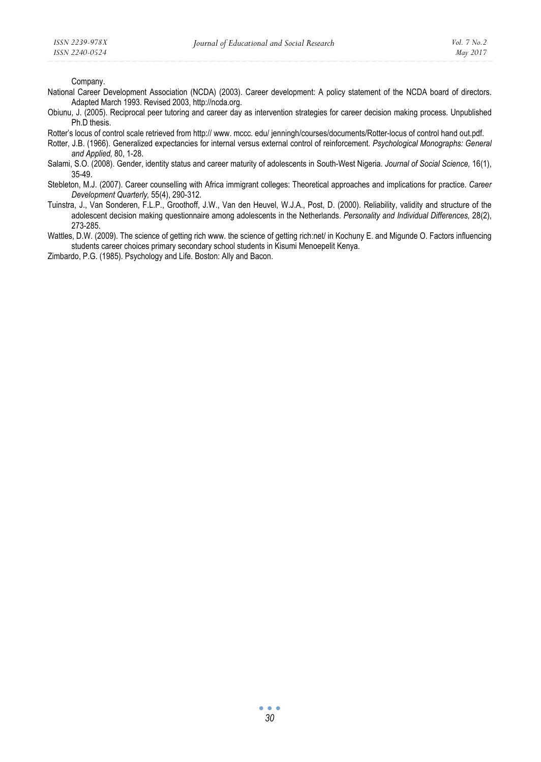Company.

National Career Development Association (NCDA) (2003). Career development: A policy statement of the NCDA board of directors. Adapted March 1993. Revised 2003, http://ncda.org.

Obiunu, J. (2005). Reciprocal peer tutoring and career day as intervention strategies for career decision making process. Unpublished Ph.D thesis.

Rotter's locus of control scale retrieved from http:// www. mccc. edu/ jenningh/courses/documents/Rotter-locus of control hand out.pdf.

Rotter, J.B. (1966). Generalized expectancies for internal versus external control of reinforcement. *Psychological Monographs: General and Applied,* 80, 1-28.

Salami, S.O. (2008). Gender, identity status and career maturity of adolescents in South-West Nigeria. *Journal of Social Science,* 16(1), 35-49.

Stebleton, M.J. (2007). Career counselling with Africa immigrant colleges: Theoretical approaches and implications for practice. *Career Development Quarterly,* 55(4), 290-312.

Tuinstra, J., Van Sonderen, F.L.P., Groothoff, J.W., Van den Heuvel, W.J.A., Post, D. (2000). Reliability, validity and structure of the adolescent decision making questionnaire among adolescents in the Netherlands. *Personality and Individual Differences,* 28(2), 273-285.

Wattles, D.W. (2009). The science of getting rich www. the science of getting rich:net/ in Kochuny E. and Migunde O. Factors influencing students career choices primary secondary school students in Kisumi Menoepelit Kenya.

Zimbardo, P.G. (1985). Psychology and Life. Boston: Ally and Bacon.